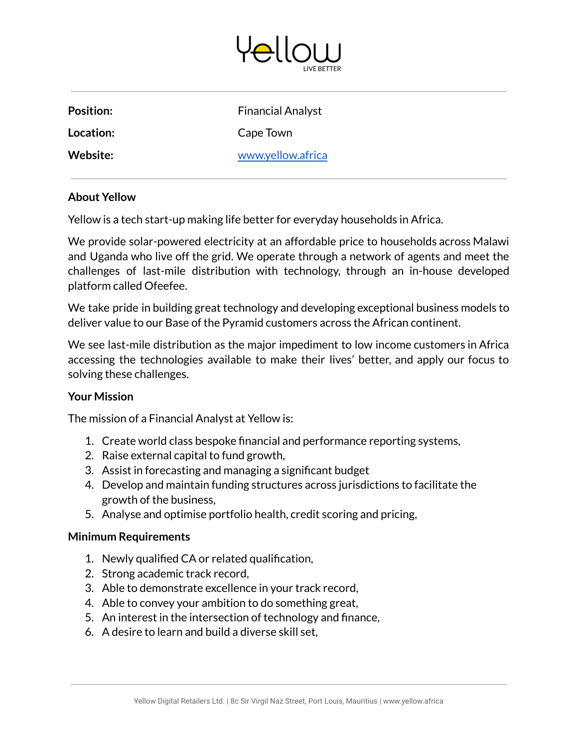# Yellow

LIVE BETTER

| | |
|---|---|
| **Position:** | Financial Analyst |
| **Location:** | Cape Town |
| **Website:** | www.yellow.africa |

**About Yellow**

Yellow is a tech start-up making life better for everyday households in Africa.

We provide solar-powered electricity at an affordable price to households across Malawi and Uganda who live off the grid. We operate through a network of agents and meet the challenges of last-mile distribution with technology, through an in-house developed platform called Ofeefee.

We take pride in building great technology and developing exceptional business models to deliver value to our Base of the Pyramid customers across the African continent.

We see last-mile distribution as the major impediment to low income customers in Africa accessing the technologies available to make their lives' better, and apply our focus to solving these challenges.

**Your Mission**

The mission of a Financial Analyst at Yellow is:

1. Create world class bespoke financial and performance reporting systems,
2. Raise external capital to fund growth,
3. Assist in forecasting and managing a significant budget
4. Develop and maintain funding structures across jurisdictions to facilitate the growth of the business,
5. Analyse and optimise portfolio health, credit scoring and pricing,

**Minimum Requirements**

1. Newly qualified CA or related qualification,
2. Strong academic track record,
3. Able to demonstrate excellence in your track record,
4. Able to convey your ambition to do something great,
5. An interest in the intersection of technology and finance,
6. A desire to learn and build a diverse skill set,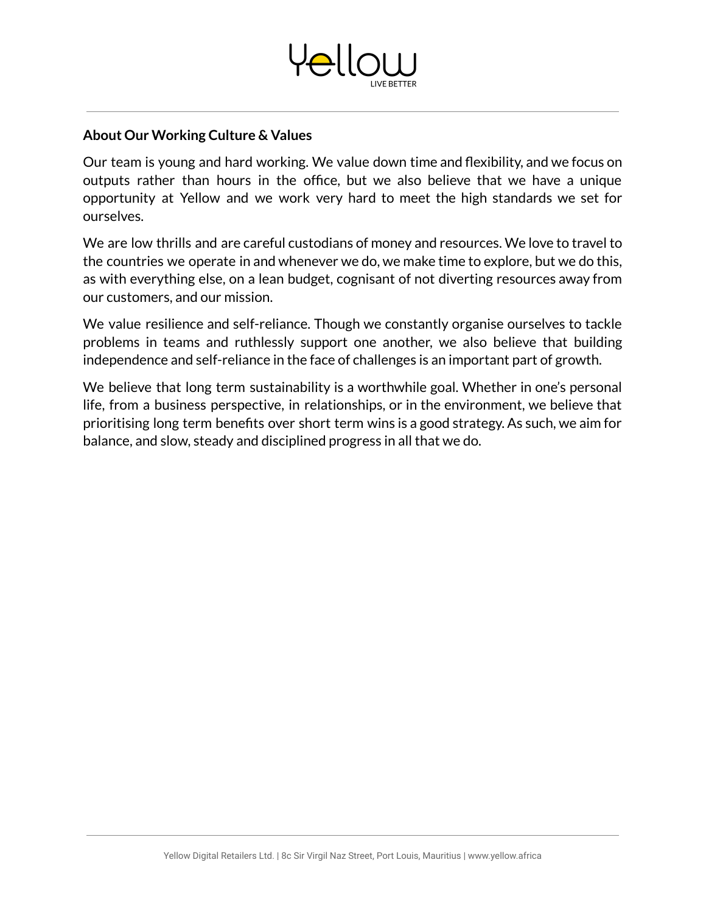**About Our Working Culture & Values**

Our team is young and hard working. We value down time and flexibility, and we focus on outputs rather than hours in the office, but we also believe that we have a unique opportunity at Yellow and we work very hard to meet the high standards we set for ourselves.

We are low thrills and are careful custodians of money and resources. We love to travel to the countries we operate in and whenever we do, we make time to explore, but we do this, as with everything else, on a lean budget, cognisant of not diverting resources away from our customers, and our mission.

We value resilience and self-reliance. Though we constantly organise ourselves to tackle problems in teams and ruthlessly support one another, we also believe that building independence and self-reliance in the face of challenges is an important part of growth.

We believe that long term sustainability is a worthwhile goal. Whether in one's personal life, from a business perspective, in relationships, or in the environment, we believe that prioritising long term benefits over short term wins is a good strategy. As such, we aim for balance, and slow, steady and disciplined progress in all that we do.